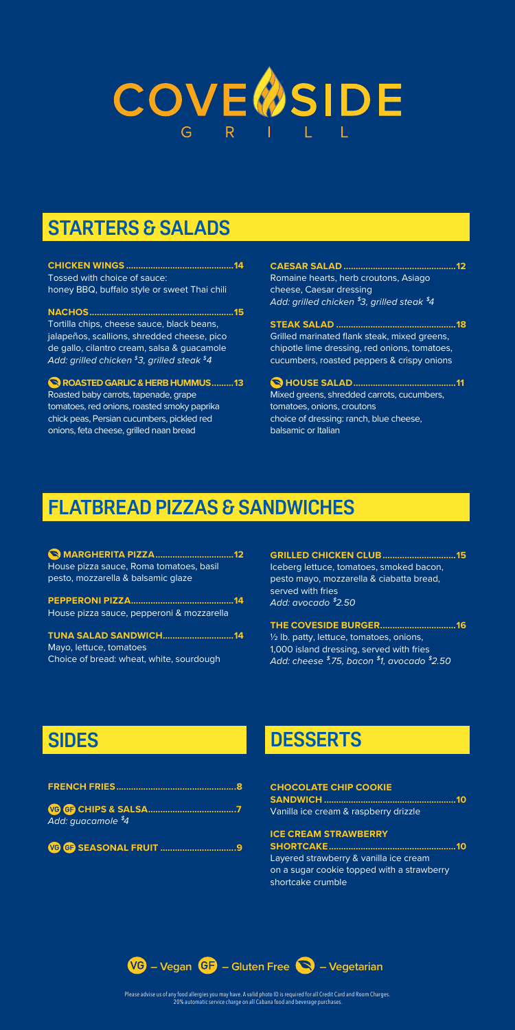# COVESIDE GRILL

## STARTERS & SALADS

**CHICKEN WINGS**............................................**14**
Tossed with choice of sauce:
honey BBQ, buffalo style or sweet Thai chili

**NACHOS**............................................................**15**
Tortilla chips, cheese sauce, black beans, jalapeños, scallions, shredded cheese, pico de gallo, cilantro cream, salsa & guacamole
*Add: grilled chicken $3, grilled steak $4*

**(Vegetarian) ROASTED GARLIC & HERB HUMMUS**.........**13**
Roasted baby carrots, tapenade, grape tomatoes, red onions, roasted smoky paprika chick peas, Persian cucumbers, pickled red onions, feta cheese, grilled naan bread

**CAESAR SALAD**..............................................**12**
Romaine hearts, herb croutons, Asiago cheese, Caesar dressing
*Add: grilled chicken $3, grilled steak $4*

**STEAK SALAD**.................................................**18**
Grilled marinated flank steak, mixed greens, chipotle lime dressing, red onions, tomatoes, cucumbers, roasted peppers & crispy onions

**(Vegetarian) HOUSE SALAD**..........................................**11**
Mixed greens, shredded carrots, cucumbers, tomatoes, onions, croutons
choice of dressing: ranch, blue cheese, balsamic or Italian

## FLATBREAD PIZZAS & SANDWICHES

**(Vegetarian) MARGHERITA PIZZA**................................**12**
House pizza sauce, Roma tomatoes, basil pesto, mozzarella & balsamic glaze

**PEPPERONI PIZZA**..........................................**14**
House pizza sauce, pepperoni & mozzarella

**TUNA SALAD SANDWICH**.............................**14**
Mayo, lettuce, tomatoes
Choice of bread: wheat, white, sourdough

**GRILLED CHICKEN CLUB**..............................**15**
Iceberg lettuce, tomatoes, smoked bacon, pesto mayo, mozzarella & ciabatta bread, served with fries
*Add: avocado $2.50*

**THE COVESIDE BURGER**...............................**16**
½ lb. patty, lettuce, tomatoes, onions, 1,000 island dressing, served with fries
*Add: cheese $.75, bacon $1, avocado $2.50*

## SIDES

**FRENCH FRIES**.................................................**8**

**(VG) (GF) CHIPS & SALSA**...................................**7**
*Add: guacamole $4*

**(VG) (GF) SEASONAL FRUIT**...............................**9**

## DESSERTS

**CHOCOLATE CHIP COOKIE SANDWICH**.....................................................**10**
Vanilla ice cream & raspberry drizzle

**ICE CREAM STRAWBERRY SHORTCAKE**....................................................**10**
Layered strawberry & vanilla ice cream on a sugar cookie topped with a strawberry shortcake crumble

(VG) – Vegan (GF) – Gluten Free (Vegetarian icon) – Vegetarian

Please advise us of any food allergies you may have. A valid photo ID is required for all Credit Card and Room Charges.
20% automatic service charge on all Cabana food and beverage purchases.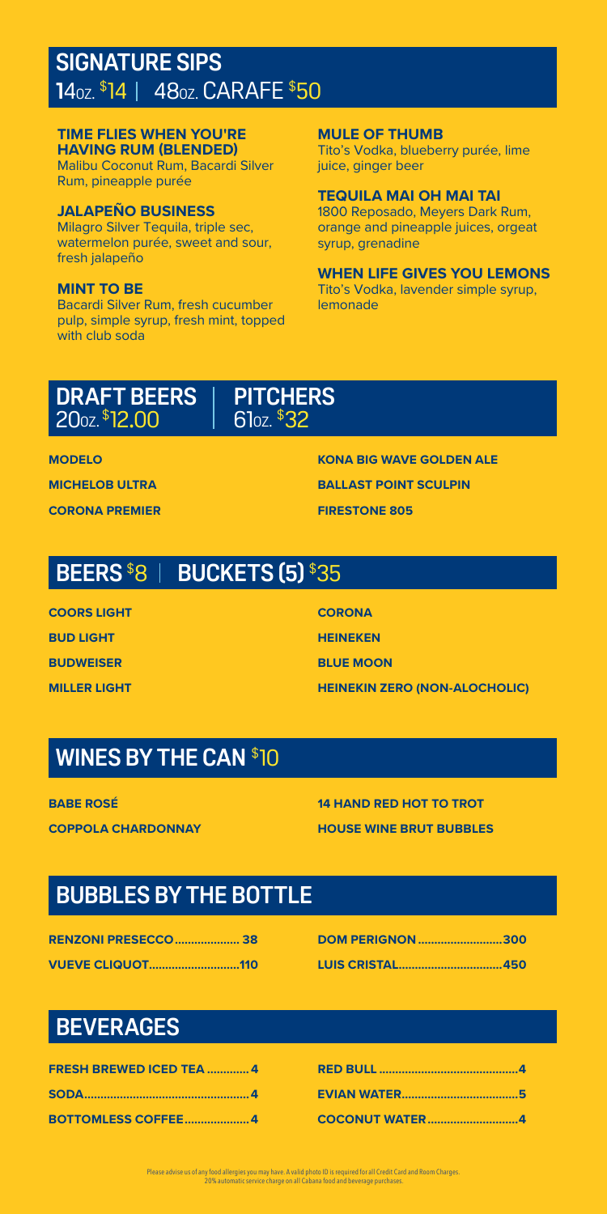## SIGNATURE SIPS
**14oz. $14 | 48oz. CARAFE $50**

**TIME FLIES WHEN YOU'RE HAVING RUM (BLENDED)**
Malibu Coconut Rum, Bacardi Silver Rum, pineapple purée

**JALAPEÑO BUSINESS**
Milagro Silver Tequila, triple sec, watermelon purée, sweet and sour, fresh jalapeño

**MINT TO BE**
Bacardi Silver Rum, fresh cucumber pulp, simple syrup, fresh mint, topped with club soda

**MULE OF THUMB**
Tito's Vodka, blueberry purée, lime juice, ginger beer

**TEQUILA MAI OH MAI TAI**
1800 Reposado, Meyers Dark Rum, orange and pineapple juices, orgeat syrup, grenadine

**WHEN LIFE GIVES YOU LEMONS**
Tito's Vodka, lavender simple syrup, lemonade

## DRAFT BEERS 20oz. $12.00 | PITCHERS 61oz. $32

**MODELO**

**MICHELOB ULTRA**

**CORONA PREMIER**

**KONA BIG WAVE GOLDEN ALE**

**BALLAST POINT SCULPIN**

**FIRESTONE 805**

## BEERS $8 | BUCKETS (5) $35

**COORS LIGHT**

**BUD LIGHT**

**BUDWEISER**

**MILLER LIGHT**

**CORONA**

**HEINEKEN**

**BLUE MOON**

**HEINEKIN ZERO (NON-ALOCHOLIC)**

## WINES BY THE CAN $10

**BABE ROSÉ**

**COPPOLA CHARDONNAY**

**14 HAND RED HOT TO TROT**

**HOUSE WINE BRUT BUBBLES**

## BUBBLES BY THE BOTTLE

**RENZONI PRESECCO.................... 38**

**VUEVE CLIQUOT............................110**

**DOM PERIGNON..........................300**

**LUIS CRISTAL................................450**

## BEVERAGES

**FRESH BREWED ICED TEA ............. 4**

**SODA.................................................4**

**BOTTOMLESS COFFEE....................4**

**RED BULL ...........................................4**

**EVIAN WATER....................................5**

**COCONUT WATER............................4**

Please advise us of any food allergies you may have. A valid photo ID is required for all Credit Card and Room Charges.
20% automatic service charge on all Cabana food and beverage purchases.